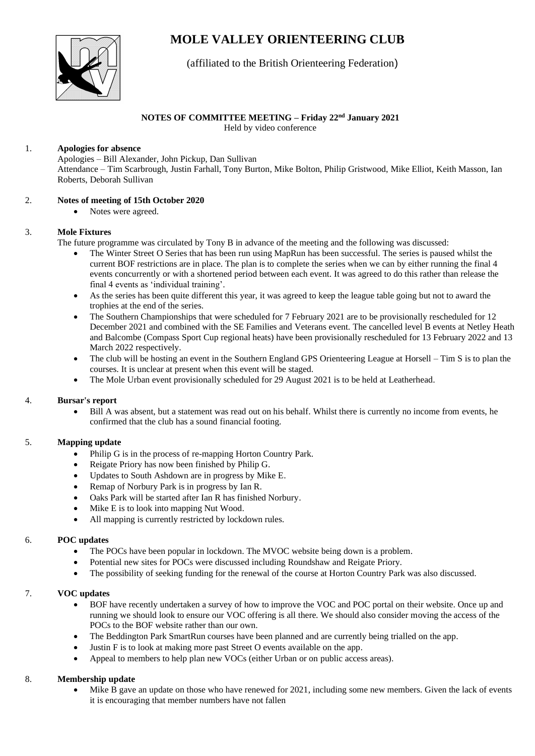# MOLE VALLEY ORIENTEERING CLUB

(affiliated to the British Orienteering Federation)

**NOTES OF COMMITTEE MEETING – Friday 22nd January 2021**

Held by video conference

1. **Apologies for absence**

   Apologies – Bill Alexander, John Pickup, Dan Sullivan

   Attendance – Tim Scarbrough, Justin Farhall, Tony Burton, Mike Bolton, Philip Gristwood, Mike Elliot, Keith Masson, Ian Roberts, Deborah Sullivan

2. **Notes of meeting of 15th October 2020**
   - Notes were agreed.

3. **Mole Fixtures**

   The future programme was circulated by Tony B in advance of the meeting and the following was discussed:
   - The Winter Street O Series that has been run using MapRun has been successful. The series is paused whilst the current BOF restrictions are in place. The plan is to complete the series when we can by either running the final 4 events concurrently or with a shortened period between each event. It was agreed to do this rather than release the final 4 events as 'individual training'.
   - As the series has been quite different this year, it was agreed to keep the league table going but not to award the trophies at the end of the series.
   - The Southern Championships that were scheduled for 7 February 2021 are to be provisionally rescheduled for 12 December 2021 and combined with the SE Families and Veterans event. The cancelled level B events at Netley Heath and Balcombe (Compass Sport Cup regional heats) have been provisionally rescheduled for 13 February 2022 and 13 March 2022 respectively.
   - The club will be hosting an event in the Southern England GPS Orienteering League at Horsell – Tim S is to plan the courses. It is unclear at present when this event will be staged.
   - The Mole Urban event provisionally scheduled for 29 August 2021 is to be held at Leatherhead.

4. **Bursar's report**
   - Bill A was absent, but a statement was read out on his behalf. Whilst there is currently no income from events, he confirmed that the club has a sound financial footing.

5. **Mapping update**
   - Philip G is in the process of re-mapping Horton Country Park.
   - Reigate Priory has now been finished by Philip G.
   - Updates to South Ashdown are in progress by Mike E.
   - Remap of Norbury Park is in progress by Ian R.
   - Oaks Park will be started after Ian R has finished Norbury.
   - Mike E is to look into mapping Nut Wood.
   - All mapping is currently restricted by lockdown rules.

6. **POC updates**
   - The POCs have been popular in lockdown. The MVOC website being down is a problem.
   - Potential new sites for POCs were discussed including Roundshaw and Reigate Priory.
   - The possibility of seeking funding for the renewal of the course at Horton Country Park was also discussed.

7. **VOC updates**
   - BOF have recently undertaken a survey of how to improve the VOC and POC portal on their website. Once up and running we should look to ensure our VOC offering is all there. We should also consider moving the access of the POCs to the BOF website rather than our own.
   - The Beddington Park SmartRun courses have been planned and are currently being trialled on the app.
   - Justin F is to look at making more past Street O events available on the app.
   - Appeal to members to help plan new VOCs (either Urban or on public access areas).

8. **Membership update**
   - Mike B gave an update on those who have renewed for 2021, including some new members. Given the lack of events it is encouraging that member numbers have not fallen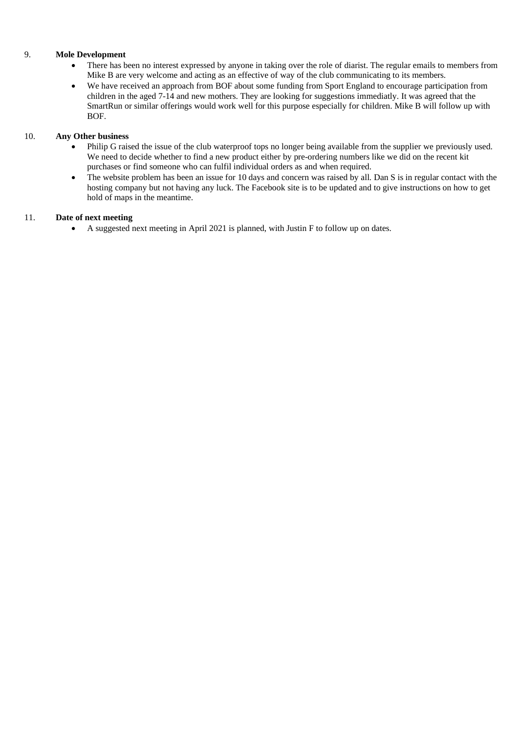9. **Mole Development**
   - There has been no interest expressed by anyone in taking over the role of diarist. The regular emails to members from Mike B are very welcome and acting as an effective of way of the club communicating to its members.
   - We have received an approach from BOF about some funding from Sport England to encourage participation from children in the aged 7-14 and new mothers. They are looking for suggestions immediatly. It was agreed that the SmartRun or similar offerings would work well for this purpose especially for children. Mike B will follow up with BOF.

10. **Any Other business**
    - Philip G raised the issue of the club waterproof tops no longer being available from the supplier we previously used. We need to decide whether to find a new product either by pre-ordering numbers like we did on the recent kit purchases or find someone who can fulfil individual orders as and when required.
    - The website problem has been an issue for 10 days and concern was raised by all. Dan S is in regular contact with the hosting company but not having any luck. The Facebook site is to be updated and to give instructions on how to get hold of maps in the meantime.

11. **Date of next meeting**
    - A suggested next meeting in April 2021 is planned, with Justin F to follow up on dates.